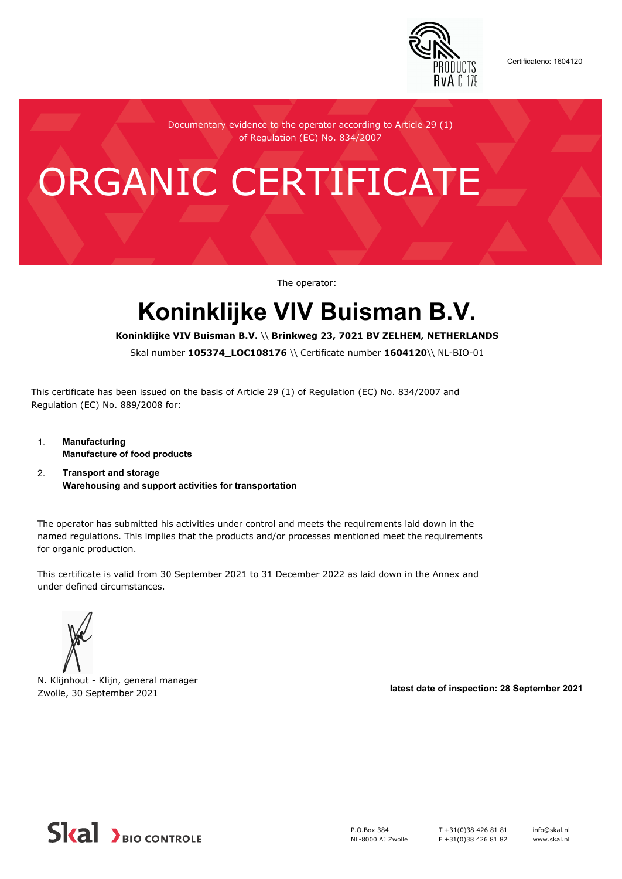Certificateno: 1604120

Documentary evidence to the operator according to Article 29 (1) of Regulation (EC) No. 834/2007

# ORGANIC CERTIFICATE

The operator:

## Koninklijke VIV Buisman B.V.

**Koninklijke VIV Buisman B.V.** \\ **Brinkweg 23, 7021 BV ZELHEM, NETHERLANDS**

Skal number **105374_LOC108176** \\ Certificate number **1604120**\\ NL-BIO-01

This certificate has been issued on the basis of Article 29 (1) of Regulation (EC) No. 834/2007 and Regulation (EC) No. 889/2008 for:

1. **Manufacturing**
   **Manufacture of food products**
2. **Transport and storage**
   **Warehousing and support activities for transportation**

The operator has submitted his activities under control and meets the requirements laid down in the named regulations. This implies that the products and/or processes mentioned meet the requirements for organic production.

This certificate is valid from 30 September 2021 to 31 December 2022 as laid down in the Annex and under defined circumstances.

N. Klijnhout - Klijn, general manager
Zwolle, 30 September 2021

**latest date of inspection: 28 September 2021**

Skal BIO CONTROLE

P.O.Box 384
NL-8000 AJ Zwolle

T +31(0)38 426 81 81
F +31(0)38 426 81 82

info@skal.nl
www.skal.nl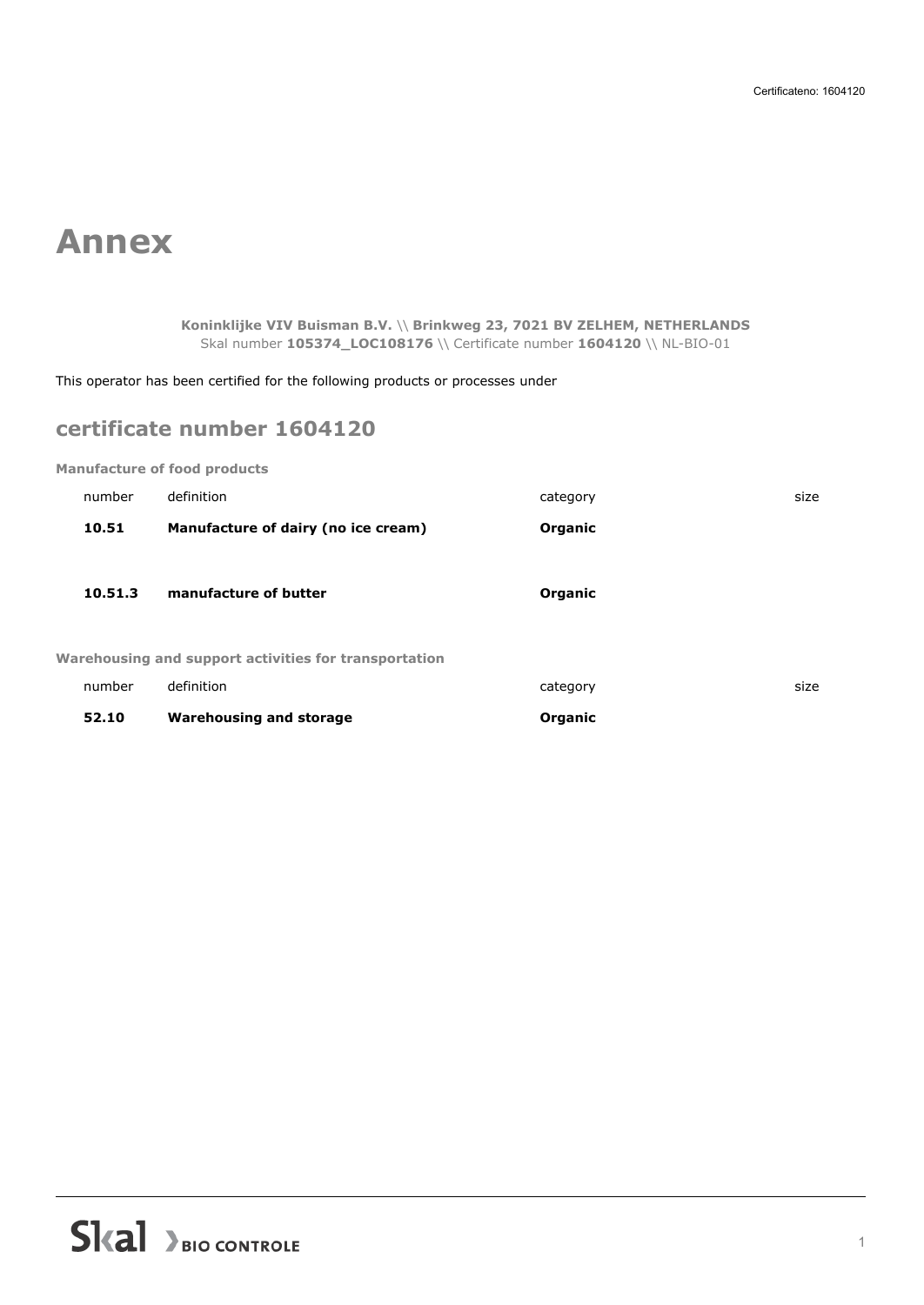# Annex

**Koninklijke VIV Buisman B.V.** \\ **Brinkweg 23, 7021 BV ZELHEM, NETHERLANDS**
Skal number **105374_LOC108176** \\ Certificate number **1604120** \\ NL-BIO-01

This operator has been certified for the following products or processes under

## certificate number 1604120

### Manufacture of food products

| number | definition | category | size |
|---|---|---|---|
| **10.51** | **Manufacture of dairy (no ice cream)** | **Organic** | |
| **10.51.3** | **manufacture of butter** | **Organic** | |

### Warehousing and support activities for transportation

| number | definition | category | size |
|---|---|---|---|
| **52.10** | **Warehousing and storage** | **Organic** | |